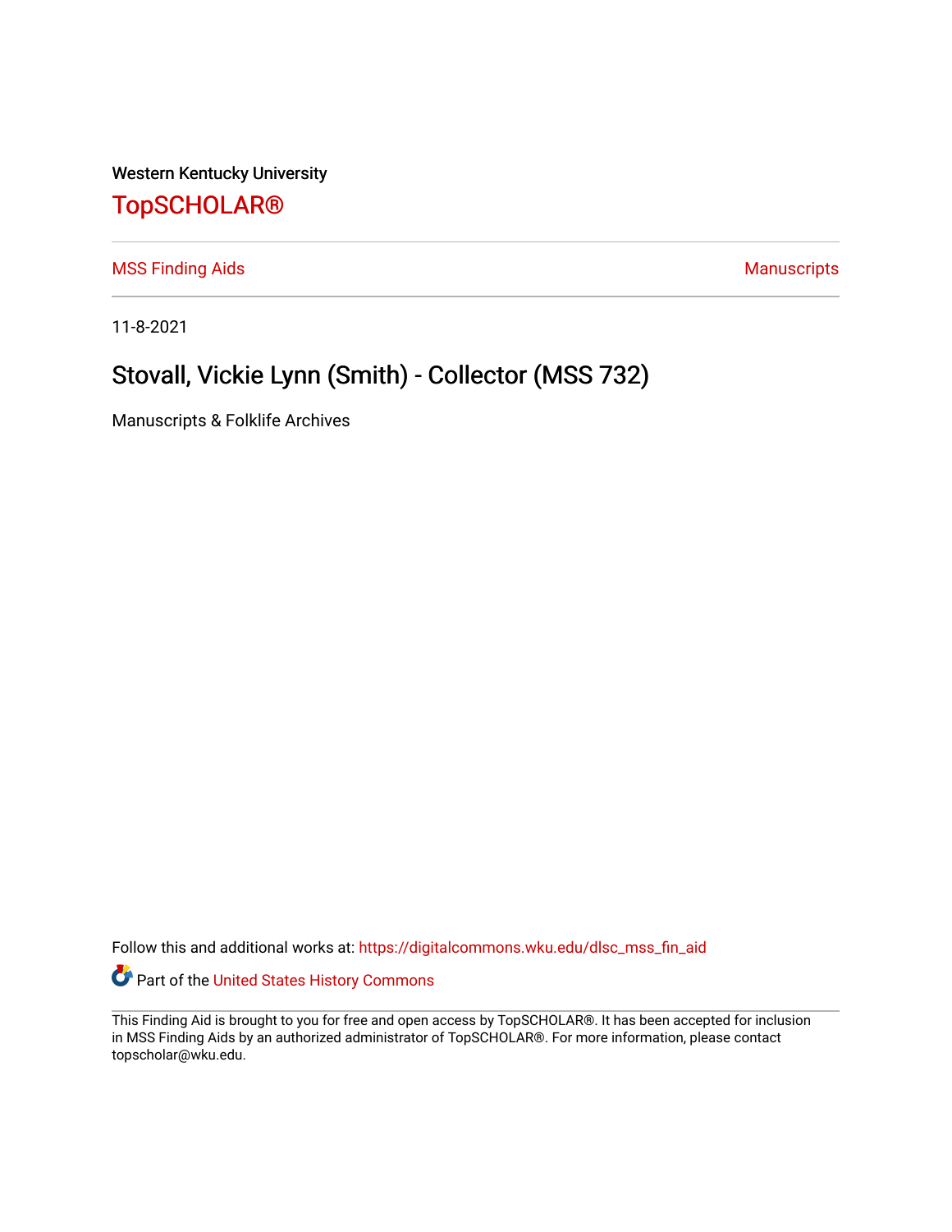Western Kentucky University

# TopSCHOLAR®

MSS Finding Aids | Manuscripts

11-8-2021

## Stovall, Vickie Lynn (Smith) - Collector (MSS 732)

Manuscripts & Folklife Archives

Follow this and additional works at: https://digitalcommons.wku.edu/dlsc_mss_fin_aid

Part of the United States History Commons

This Finding Aid is brought to you for free and open access by TopSCHOLAR®. It has been accepted for inclusion in MSS Finding Aids by an authorized administrator of TopSCHOLAR®. For more information, please contact topscholar@wku.edu.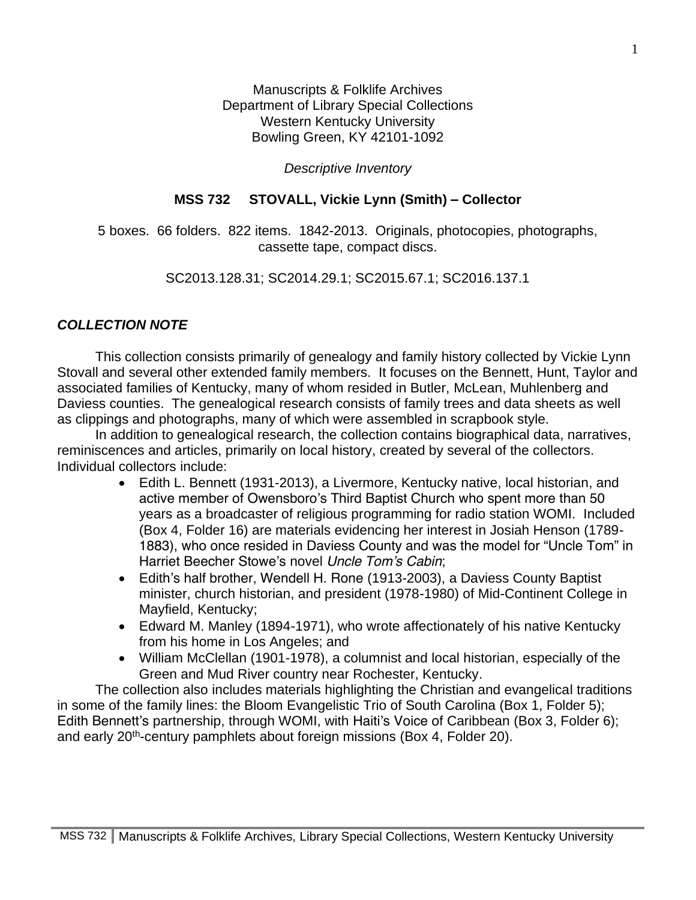Manuscripts & Folklife Archives
Department of Library Special Collections
Western Kentucky University
Bowling Green, KY 42101-1092

*Descriptive Inventory*

**MSS 732 STOVALL, Vickie Lynn (Smith) – Collector**

5 boxes. 66 folders. 822 items. 1842-2013. Originals, photocopies, photographs, cassette tape, compact discs.

SC2013.128.31; SC2014.29.1; SC2015.67.1; SC2016.137.1

## *COLLECTION NOTE*

This collection consists primarily of genealogy and family history collected by Vickie Lynn Stovall and several other extended family members. It focuses on the Bennett, Hunt, Taylor and associated families of Kentucky, many of whom resided in Butler, McLean, Muhlenberg and Daviess counties. The genealogical research consists of family trees and data sheets as well as clippings and photographs, many of which were assembled in scrapbook style.

In addition to genealogical research, the collection contains biographical data, narratives, reminiscences and articles, primarily on local history, created by several of the collectors. Individual collectors include:

- Edith L. Bennett (1931-2013), a Livermore, Kentucky native, local historian, and active member of Owensboro's Third Baptist Church who spent more than 50 years as a broadcaster of religious programming for radio station WOMI. Included (Box 4, Folder 16) are materials evidencing her interest in Josiah Henson (1789-1883), who once resided in Daviess County and was the model for "Uncle Tom" in Harriet Beecher Stowe's novel *Uncle Tom's Cabin*;
- Edith's half brother, Wendell H. Rone (1913-2003), a Daviess County Baptist minister, church historian, and president (1978-1980) of Mid-Continent College in Mayfield, Kentucky;
- Edward M. Manley (1894-1971), who wrote affectionately of his native Kentucky from his home in Los Angeles; and
- William McClellan (1901-1978), a columnist and local historian, especially of the Green and Mud River country near Rochester, Kentucky.

The collection also includes materials highlighting the Christian and evangelical traditions in some of the family lines: the Bloom Evangelistic Trio of South Carolina (Box 1, Folder 5); Edith Bennett's partnership, through WOMI, with Haiti's Voice of Caribbean (Box 3, Folder 6); and early 20th-century pamphlets about foreign missions (Box 4, Folder 20).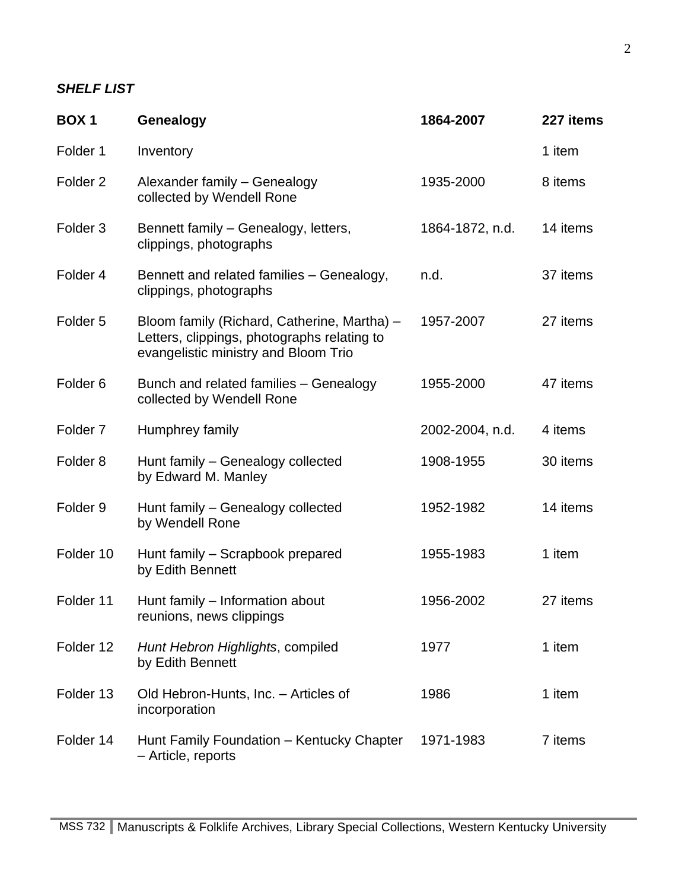***SHELF LIST***

| **BOX 1** | **Genealogy** | **1864-2007** | **227 items** |
|---|---|---|---|
| Folder 1 | Inventory | | 1 item |
| Folder 2 | Alexander family – Genealogy collected by Wendell Rone | 1935-2000 | 8 items |
| Folder 3 | Bennett family – Genealogy, letters, clippings, photographs | 1864-1872, n.d. | 14 items |
| Folder 4 | Bennett and related families – Genealogy, clippings, photographs | n.d. | 37 items |
| Folder 5 | Bloom family (Richard, Catherine, Martha) – Letters, clippings, photographs relating to evangelistic ministry and Bloom Trio | 1957-2007 | 27 items |
| Folder 6 | Bunch and related families – Genealogy collected by Wendell Rone | 1955-2000 | 47 items |
| Folder 7 | Humphrey family | 2002-2004, n.d. | 4 items |
| Folder 8 | Hunt family – Genealogy collected by Edward M. Manley | 1908-1955 | 30 items |
| Folder 9 | Hunt family – Genealogy collected by Wendell Rone | 1952-1982 | 14 items |
| Folder 10 | Hunt family – Scrapbook prepared by Edith Bennett | 1955-1983 | 1 item |
| Folder 11 | Hunt family – Information about reunions, news clippings | 1956-2002 | 27 items |
| Folder 12 | *Hunt Hebron Highlights*, compiled by Edith Bennett | 1977 | 1 item |
| Folder 13 | Old Hebron-Hunts, Inc. – Articles of incorporation | 1986 | 1 item |
| Folder 14 | Hunt Family Foundation – Kentucky Chapter – Article, reports | 1971-1983 | 7 items |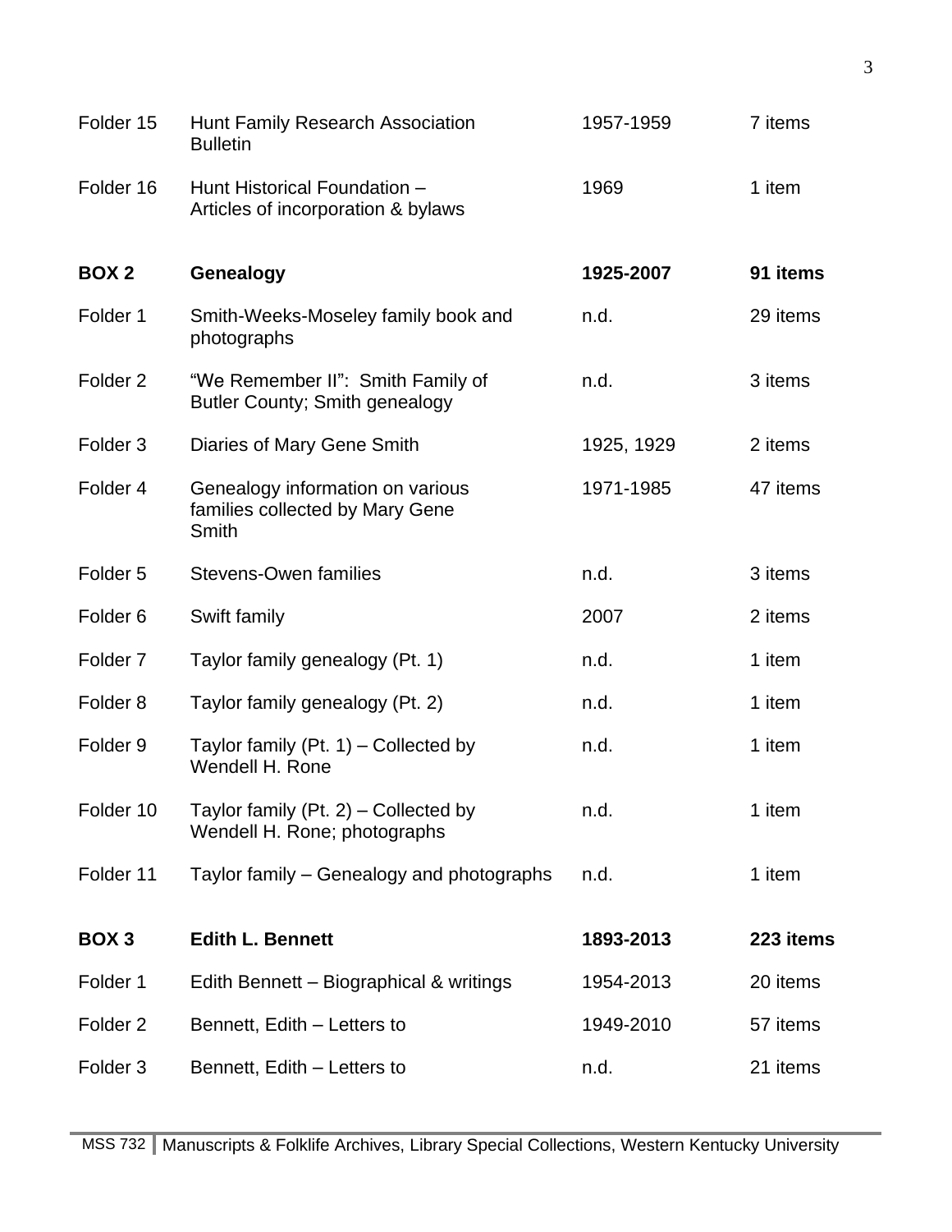| | | | |
|---|---|---|---|
| Folder 15 | Hunt Family Research Association Bulletin | 1957-1959 | 7 items |
| Folder 16 | Hunt Historical Foundation – Articles of incorporation & bylaws | 1969 | 1 item |
| **BOX 2** | **Genealogy** | **1925-2007** | **91 items** |
| Folder 1 | Smith-Weeks-Moseley family book and photographs | n.d. | 29 items |
| Folder 2 | "We Remember II": Smith Family of Butler County; Smith genealogy | n.d. | 3 items |
| Folder 3 | Diaries of Mary Gene Smith | 1925, 1929 | 2 items |
| Folder 4 | Genealogy information on various families collected by Mary Gene Smith | 1971-1985 | 47 items |
| Folder 5 | Stevens-Owen families | n.d. | 3 items |
| Folder 6 | Swift family | 2007 | 2 items |
| Folder 7 | Taylor family genealogy (Pt. 1) | n.d. | 1 item |
| Folder 8 | Taylor family genealogy (Pt. 2) | n.d. | 1 item |
| Folder 9 | Taylor family (Pt. 1) – Collected by Wendell H. Rone | n.d. | 1 item |
| Folder 10 | Taylor family (Pt. 2) – Collected by Wendell H. Rone; photographs | n.d. | 1 item |
| Folder 11 | Taylor family – Genealogy and photographs | n.d. | 1 item |
| **BOX 3** | **Edith L. Bennett** | **1893-2013** | **223 items** |
| Folder 1 | Edith Bennett – Biographical & writings | 1954-2013 | 20 items |
| Folder 2 | Bennett, Edith – Letters to | 1949-2010 | 57 items |
| Folder 3 | Bennett, Edith – Letters to | n.d. | 21 items |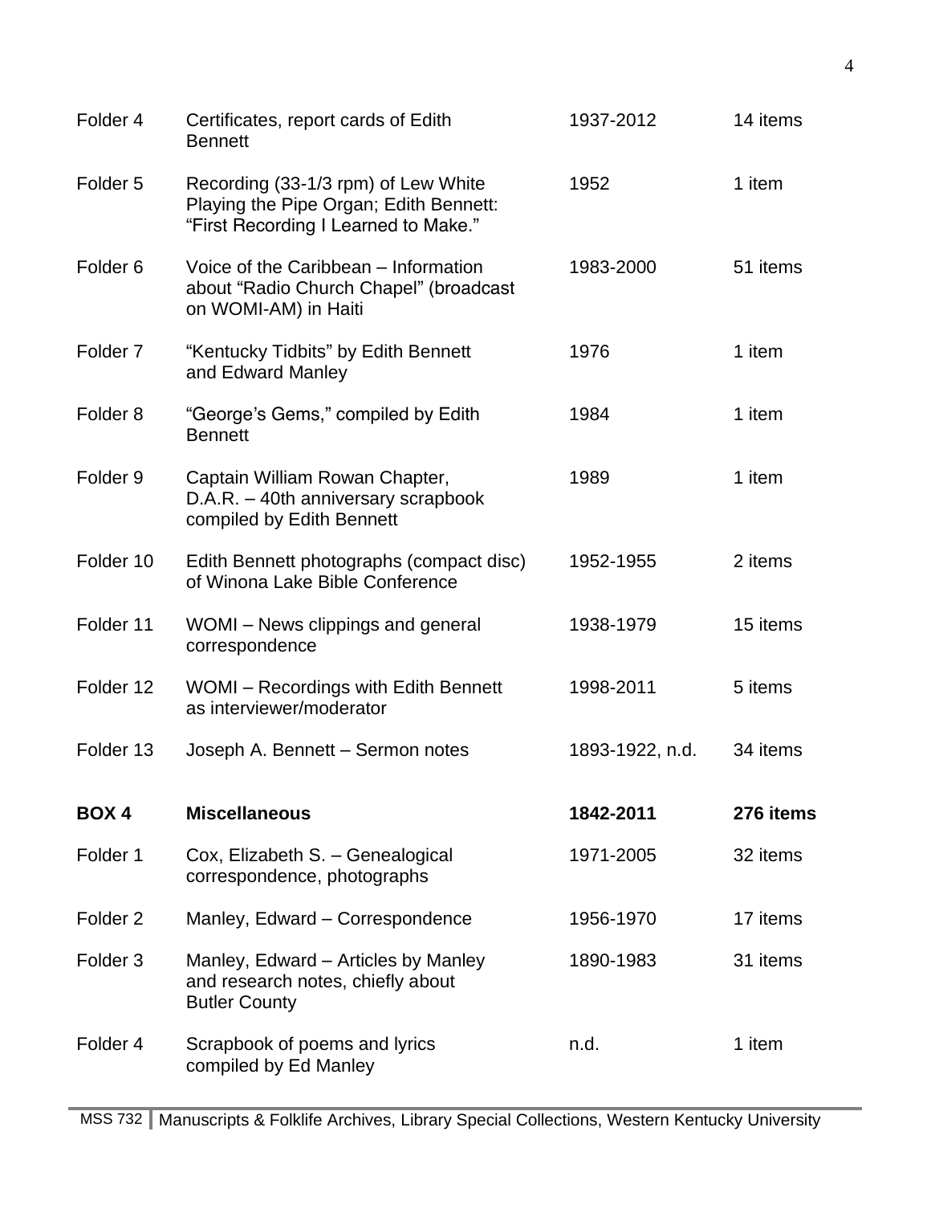| | | | |
|---|---|---|---|
| Folder 4 | Certificates, report cards of Edith Bennett | 1937-2012 | 14 items |
| Folder 5 | Recording (33-1/3 rpm) of Lew White Playing the Pipe Organ; Edith Bennett: "First Recording I Learned to Make." | 1952 | 1 item |
| Folder 6 | Voice of the Caribbean – Information about "Radio Church Chapel" (broadcast on WOMI-AM) in Haiti | 1983-2000 | 51 items |
| Folder 7 | "Kentucky Tidbits" by Edith Bennett and Edward Manley | 1976 | 1 item |
| Folder 8 | "George's Gems," compiled by Edith Bennett | 1984 | 1 item |
| Folder 9 | Captain William Rowan Chapter, D.A.R. – 40th anniversary scrapbook compiled by Edith Bennett | 1989 | 1 item |
| Folder 10 | Edith Bennett photographs (compact disc) of Winona Lake Bible Conference | 1952-1955 | 2 items |
| Folder 11 | WOMI – News clippings and general correspondence | 1938-1979 | 15 items |
| Folder 12 | WOMI – Recordings with Edith Bennett as interviewer/moderator | 1998-2011 | 5 items |
| Folder 13 | Joseph A. Bennett – Sermon notes | 1893-1922, n.d. | 34 items |
| **BOX 4** | **Miscellaneous** | **1842-2011** | **276 items** |
| Folder 1 | Cox, Elizabeth S. – Genealogical correspondence, photographs | 1971-2005 | 32 items |
| Folder 2 | Manley, Edward – Correspondence | 1956-1970 | 17 items |
| Folder 3 | Manley, Edward – Articles by Manley and research notes, chiefly about Butler County | 1890-1983 | 31 items |
| Folder 4 | Scrapbook of poems and lyrics compiled by Ed Manley | n.d. | 1 item |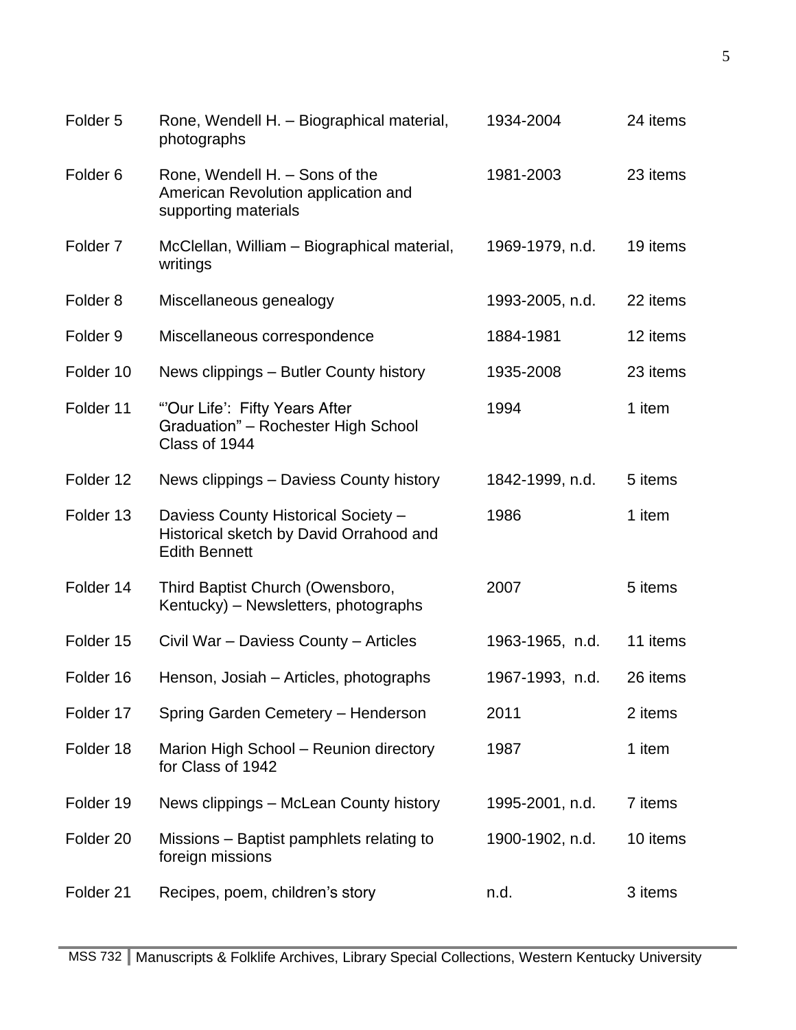| | | | |
|---|---|---|---|
| Folder 5 | Rone, Wendell H. – Biographical material, photographs | 1934-2004 | 24 items |
| Folder 6 | Rone, Wendell H. – Sons of the American Revolution application and supporting materials | 1981-2003 | 23 items |
| Folder 7 | McClellan, William – Biographical material, writings | 1969-1979, n.d. | 19 items |
| Folder 8 | Miscellaneous genealogy | 1993-2005, n.d. | 22 items |
| Folder 9 | Miscellaneous correspondence | 1884-1981 | 12 items |
| Folder 10 | News clippings – Butler County history | 1935-2008 | 23 items |
| Folder 11 | "'Our Life': Fifty Years After Graduation" – Rochester High School Class of 1944 | 1994 | 1 item |
| Folder 12 | News clippings – Daviess County history | 1842-1999, n.d. | 5 items |
| Folder 13 | Daviess County Historical Society – Historical sketch by David Orrahood and Edith Bennett | 1986 | 1 item |
| Folder 14 | Third Baptist Church (Owensboro, Kentucky) – Newsletters, photographs | 2007 | 5 items |
| Folder 15 | Civil War – Daviess County – Articles | 1963-1965, n.d. | 11 items |
| Folder 16 | Henson, Josiah – Articles, photographs | 1967-1993, n.d. | 26 items |
| Folder 17 | Spring Garden Cemetery – Henderson | 2011 | 2 items |
| Folder 18 | Marion High School – Reunion directory for Class of 1942 | 1987 | 1 item |
| Folder 19 | News clippings – McLean County history | 1995-2001, n.d. | 7 items |
| Folder 20 | Missions – Baptist pamphlets relating to foreign missions | 1900-1902, n.d. | 10 items |
| Folder 21 | Recipes, poem, children's story | n.d. | 3 items |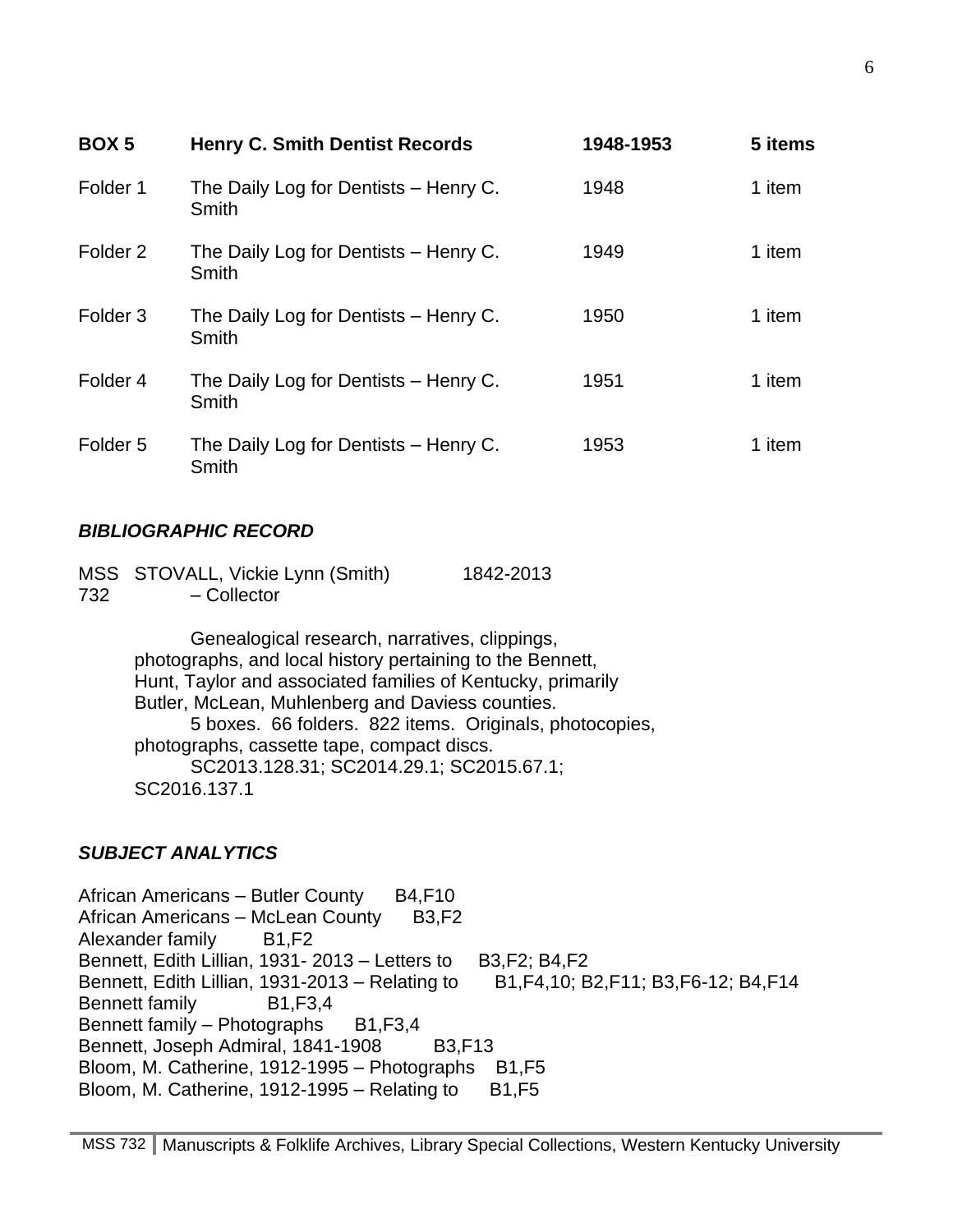| BOX 5 | Henry C. Smith Dentist Records | 1948-1953 | 5 items |
|---|---|---|---|
| Folder 1 | The Daily Log for Dentists – Henry C. Smith | 1948 | 1 item |
| Folder 2 | The Daily Log for Dentists – Henry C. Smith | 1949 | 1 item |
| Folder 3 | The Daily Log for Dentists – Henry C. Smith | 1950 | 1 item |
| Folder 4 | The Daily Log for Dentists – Henry C. Smith | 1951 | 1 item |
| Folder 5 | The Daily Log for Dentists – Henry C. Smith | 1953 | 1 item |

### *BIBLIOGRAPHIC RECORD*

MSS 732 STOVALL, Vickie Lynn (Smith) – Collector 1842-2013

Genealogical research, narratives, clippings, photographs, and local history pertaining to the Bennett, Hunt, Taylor and associated families of Kentucky, primarily Butler, McLean, Muhlenberg and Daviess counties.

5 boxes. 66 folders. 822 items. Originals, photocopies, photographs, cassette tape, compact discs.

SC2013.128.31; SC2014.29.1; SC2015.67.1; SC2016.137.1

### *SUBJECT ANALYTICS*

African Americans – Butler County B4,F10
African Americans – McLean County B3,F2
Alexander family B1,F2
Bennett, Edith Lillian, 1931- 2013 – Letters to B3,F2; B4,F2
Bennett, Edith Lillian, 1931-2013 – Relating to B1,F4,10; B2,F11; B3,F6-12; B4,F14
Bennett family B1,F3,4
Bennett family – Photographs B1,F3,4
Bennett, Joseph Admiral, 1841-1908 B3,F13
Bloom, M. Catherine, 1912-1995 – Photographs B1,F5
Bloom, M. Catherine, 1912-1995 – Relating to B1,F5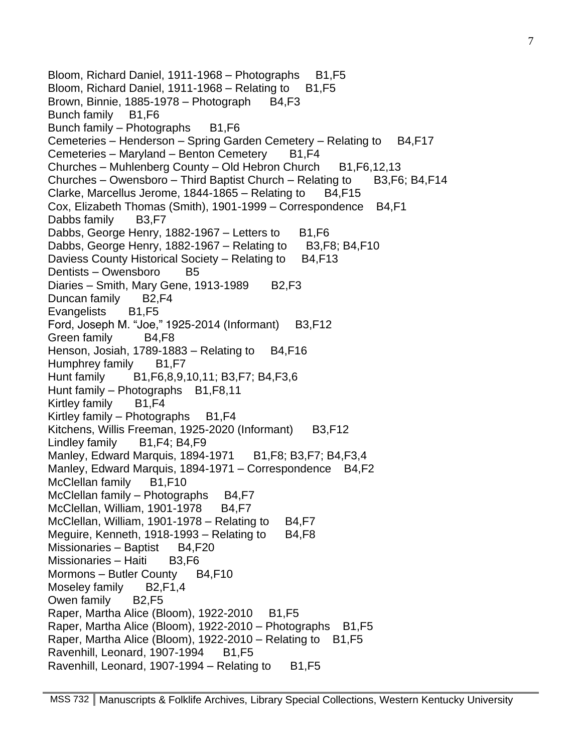Bloom, Richard Daniel, 1911-1968 – Photographs B1,F5
Bloom, Richard Daniel, 1911-1968 – Relating to B1,F5
Brown, Binnie, 1885-1978 – Photograph B4,F3
Bunch family B1,F6
Bunch family – Photographs B1,F6
Cemeteries – Henderson – Spring Garden Cemetery – Relating to B4,F17
Cemeteries – Maryland – Benton Cemetery B1,F4
Churches – Muhlenberg County – Old Hebron Church B1,F6,12,13
Churches – Owensboro – Third Baptist Church – Relating to B3,F6; B4,F14
Clarke, Marcellus Jerome, 1844-1865 – Relating to B4,F15
Cox, Elizabeth Thomas (Smith), 1901-1999 – Correspondence B4,F1
Dabbs family B3,F7
Dabbs, George Henry, 1882-1967 – Letters to B1,F6
Dabbs, George Henry, 1882-1967 – Relating to B3,F8; B4,F10
Daviess County Historical Society – Relating to B4,F13
Dentists – Owensboro B5
Diaries – Smith, Mary Gene, 1913-1989 B2,F3
Duncan family B2,F4
Evangelists B1,F5
Ford, Joseph M. "Joe," 1925-2014 (Informant) B3,F12
Green family B4,F8
Henson, Josiah, 1789-1883 – Relating to B4,F16
Humphrey family B1,F7
Hunt family B1,F6,8,9,10,11; B3,F7; B4,F3,6
Hunt family – Photographs B1,F8,11
Kirtley family B1,F4
Kirtley family – Photographs B1,F4
Kitchens, Willis Freeman, 1925-2020 (Informant) B3,F12
Lindley family B1,F4; B4,F9
Manley, Edward Marquis, 1894-1971 B1,F8; B3,F7; B4,F3,4
Manley, Edward Marquis, 1894-1971 – Correspondence B4,F2
McClellan family B1,F10
McClellan family – Photographs B4,F7
McClellan, William, 1901-1978 B4,F7
McClellan, William, 1901-1978 – Relating to B4,F7
Meguire, Kenneth, 1918-1993 – Relating to B4,F8
Missionaries – Baptist B4,F20
Missionaries – Haiti B3,F6
Mormons – Butler County B4,F10
Moseley family B2,F1,4
Owen family B2,F5
Raper, Martha Alice (Bloom), 1922-2010 B1,F5
Raper, Martha Alice (Bloom), 1922-2010 – Photographs B1,F5
Raper, Martha Alice (Bloom), 1922-2010 – Relating to B1,F5
Ravenhill, Leonard, 1907-1994 B1,F5
Ravenhill, Leonard, 1907-1994 – Relating to B1,F5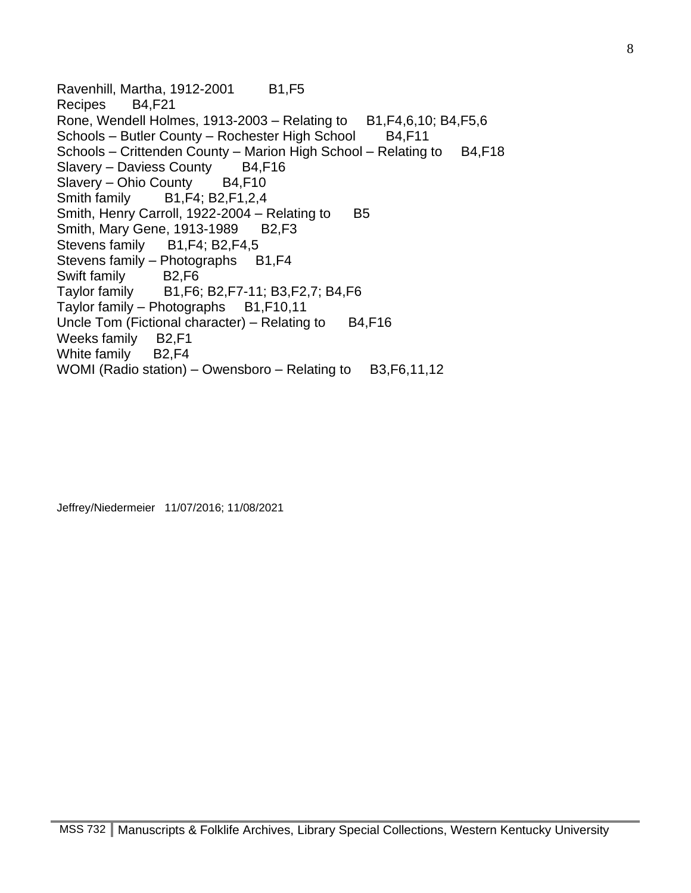Ravenhill, Martha, 1912-2001 B1,F5
Recipes B4,F21
Rone, Wendell Holmes, 1913-2003 – Relating to B1,F4,6,10; B4,F5,6
Schools – Butler County – Rochester High School B4,F11
Schools – Crittenden County – Marion High School – Relating to B4,F18
Slavery – Daviess County B4,F16
Slavery – Ohio County B4,F10
Smith family B1,F4; B2,F1,2,4
Smith, Henry Carroll, 1922-2004 – Relating to B5
Smith, Mary Gene, 1913-1989 B2,F3
Stevens family B1,F4; B2,F4,5
Stevens family – Photographs B1,F4
Swift family B2,F6
Taylor family B1,F6; B2,F7-11; B3,F2,7; B4,F6
Taylor family – Photographs B1,F10,11
Uncle Tom (Fictional character) – Relating to B4,F16
Weeks family B2,F1
White family B2,F4
WOMI (Radio station) – Owensboro – Relating to B3,F6,11,12

Jeffrey/Niedermeier 11/07/2016; 11/08/2021